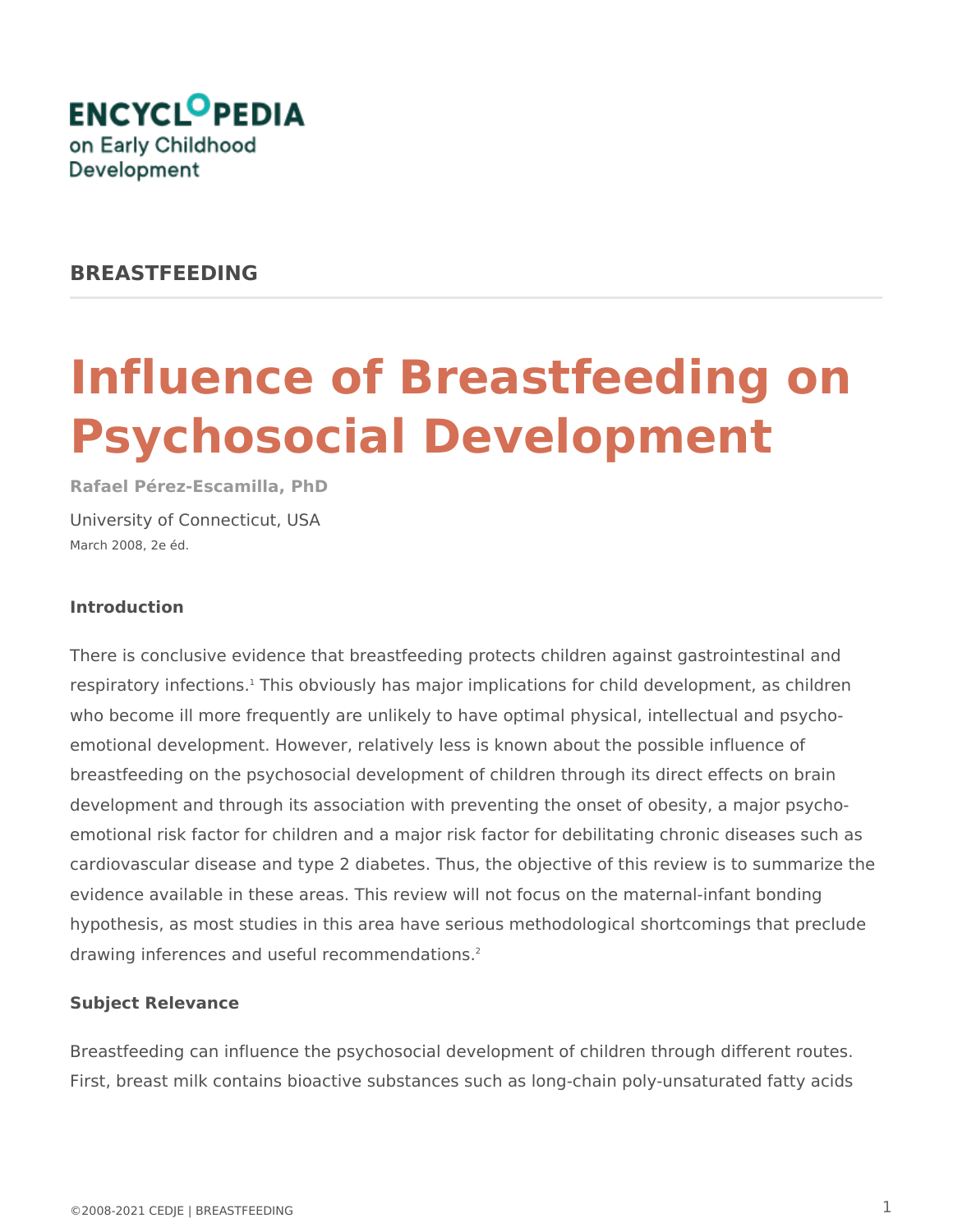ENCYCLOPEDIA on Early Childhood Development

## BREASTFEEDING

# Influence of Breastfeeding on Psychosocial Development

**Rafael Pérez-Escamilla, PhD**

University of Connecticut, USA

March 2008, 2e éd.

### Introduction

There is conclusive evidence that breastfeeding protects children against gastrointestinal and respiratory infections.[1] This obviously has major implications for child development, as children who become ill more frequently are unlikely to have optimal physical, intellectual and psycho-emotional development. However, relatively less is known about the possible influence of breastfeeding on the psychosocial development of children through its direct effects on brain development and through its association with preventing the onset of obesity, a major psycho-emotional risk factor for children and a major risk factor for debilitating chronic diseases such as cardiovascular disease and type 2 diabetes. Thus, the objective of this review is to summarize the evidence available in these areas. This review will not focus on the maternal-infant bonding hypothesis, as most studies in this area have serious methodological shortcomings that preclude drawing inferences and useful recommendations.[2]

### Subject Relevance

Breastfeeding can influence the psychosocial development of children through different routes. First, breast milk contains bioactive substances such as long-chain poly-unsaturated fatty acids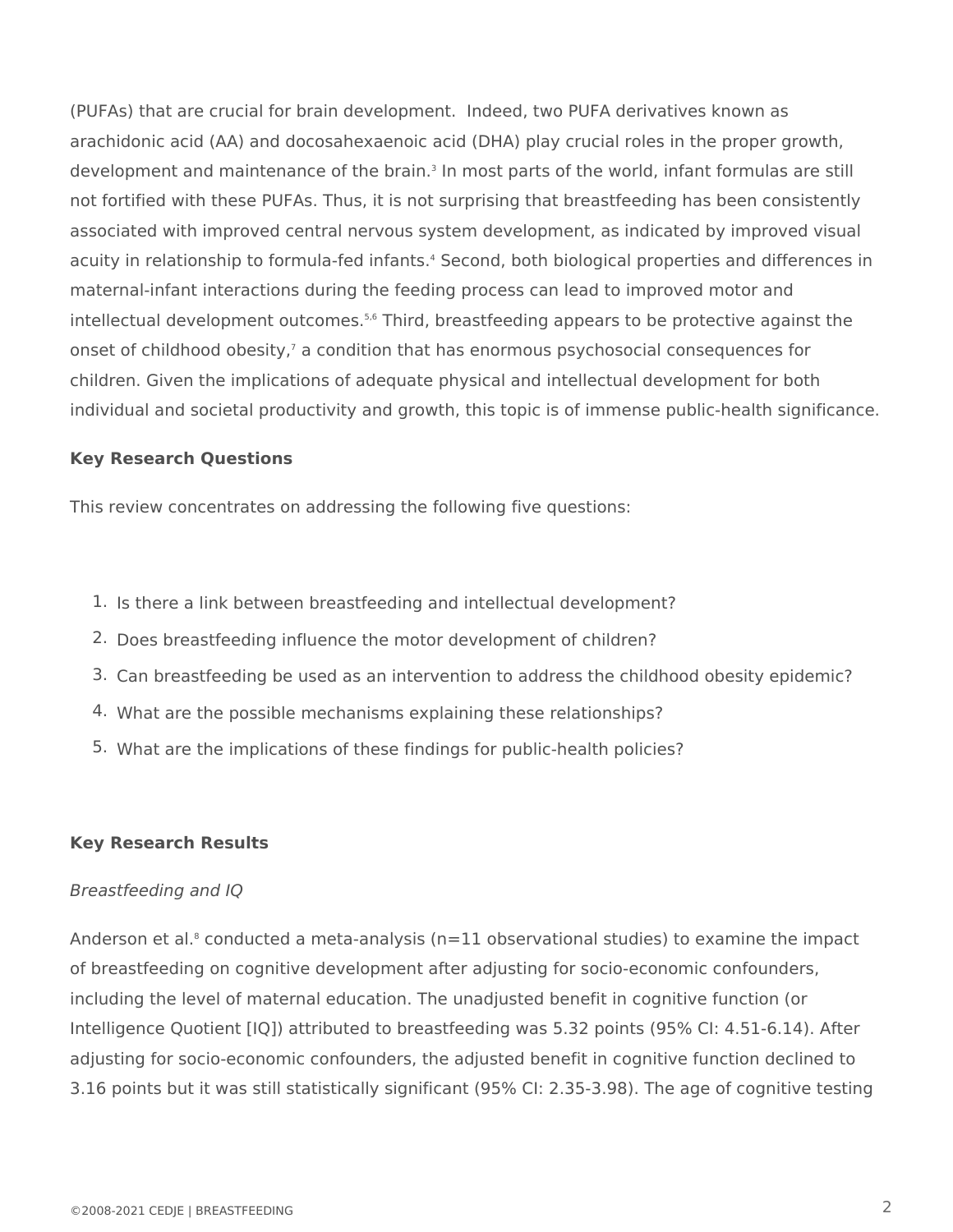(PUFAs) that are crucial for brain development. Indeed, two PUFA derivatives known as arachidonic acid (AA) and docosahexaenoic acid (DHA) play crucial roles in the proper growth, development and maintenance of the brain.[3] In most parts of the world, infant formulas are still not fortified with these PUFAs. Thus, it is not surprising that breastfeeding has been consistently associated with improved central nervous system development, as indicated by improved visual acuity in relationship to formula-fed infants.[4] Second, both biological properties and differences in maternal-infant interactions during the feeding process can lead to improved motor and intellectual development outcomes.[5,6] Third, breastfeeding appears to be protective against the onset of childhood obesity,[7] a condition that has enormous psychosocial consequences for children. Given the implications of adequate physical and intellectual development for both individual and societal productivity and growth, this topic is of immense public-health significance.

**Key Research Questions**

This review concentrates on addressing the following five questions:

1. Is there a link between breastfeeding and intellectual development?
2. Does breastfeeding influence the motor development of children?
3. Can breastfeeding be used as an intervention to address the childhood obesity epidemic?
4. What are the possible mechanisms explaining these relationships?
5. What are the implications of these findings for public-health policies?

**Key Research Results**

*Breastfeeding and IQ*

Anderson et al.[8] conducted a meta-analysis (n=11 observational studies) to examine the impact of breastfeeding on cognitive development after adjusting for socio-economic confounders, including the level of maternal education. The unadjusted benefit in cognitive function (or Intelligence Quotient [IQ]) attributed to breastfeeding was 5.32 points (95% CI: 4.51-6.14). After adjusting for socio-economic confounders, the adjusted benefit in cognitive function declined to 3.16 points but it was still statistically significant (95% CI: 2.35-3.98). The age of cognitive testing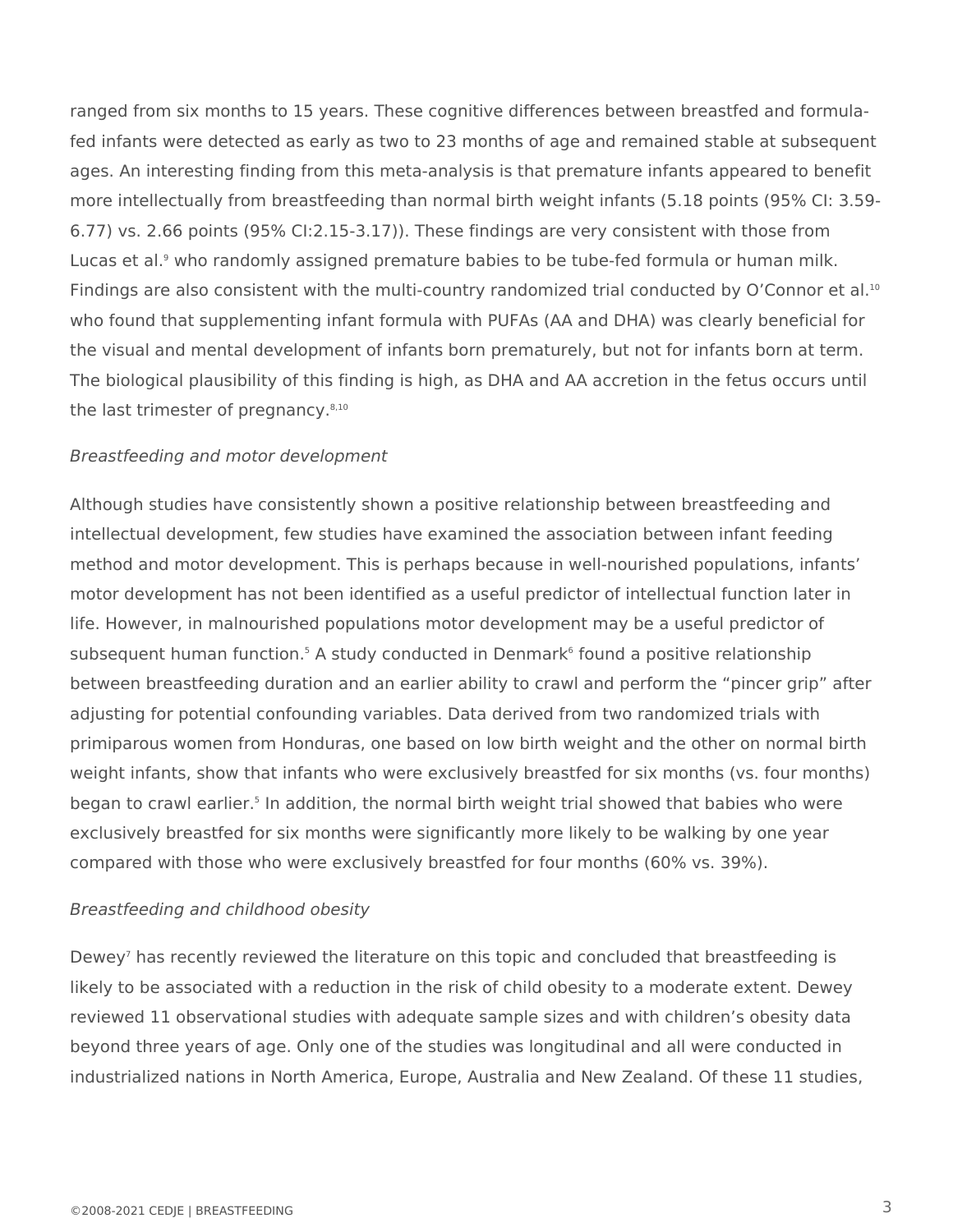ranged from six months to 15 years. These cognitive differences between breastfed and formula-fed infants were detected as early as two to 23 months of age and remained stable at subsequent ages. An interesting finding from this meta-analysis is that premature infants appeared to benefit more intellectually from breastfeeding than normal birth weight infants (5.18 points (95% CI: 3.59-6.77) vs. 2.66 points (95% CI:2.15-3.17)). These findings are very consistent with those from Lucas et al.[9] who randomly assigned premature babies to be tube-fed formula or human milk. Findings are also consistent with the multi-country randomized trial conducted by O'Connor et al.[10] who found that supplementing infant formula with PUFAs (AA and DHA) was clearly beneficial for the visual and mental development of infants born prematurely, but not for infants born at term. The biological plausibility of this finding is high, as DHA and AA accretion in the fetus occurs until the last trimester of pregnancy.[8,10]

*Breastfeeding and motor development*

Although studies have consistently shown a positive relationship between breastfeeding and intellectual development, few studies have examined the association between infant feeding method and motor development. This is perhaps because in well-nourished populations, infants' motor development has not been identified as a useful predictor of intellectual function later in life. However, in malnourished populations motor development may be a useful predictor of subsequent human function.[5] A study conducted in Denmark[6] found a positive relationship between breastfeeding duration and an earlier ability to crawl and perform the "pincer grip" after adjusting for potential confounding variables. Data derived from two randomized trials with primiparous women from Honduras, one based on low birth weight and the other on normal birth weight infants, show that infants who were exclusively breastfed for six months (vs. four months) began to crawl earlier.[5] In addition, the normal birth weight trial showed that babies who were exclusively breastfed for six months were significantly more likely to be walking by one year compared with those who were exclusively breastfed for four months (60% vs. 39%).

*Breastfeeding and childhood obesity*

Dewey[7] has recently reviewed the literature on this topic and concluded that breastfeeding is likely to be associated with a reduction in the risk of child obesity to a moderate extent. Dewey reviewed 11 observational studies with adequate sample sizes and with children's obesity data beyond three years of age. Only one of the studies was longitudinal and all were conducted in industrialized nations in North America, Europe, Australia and New Zealand. Of these 11 studies,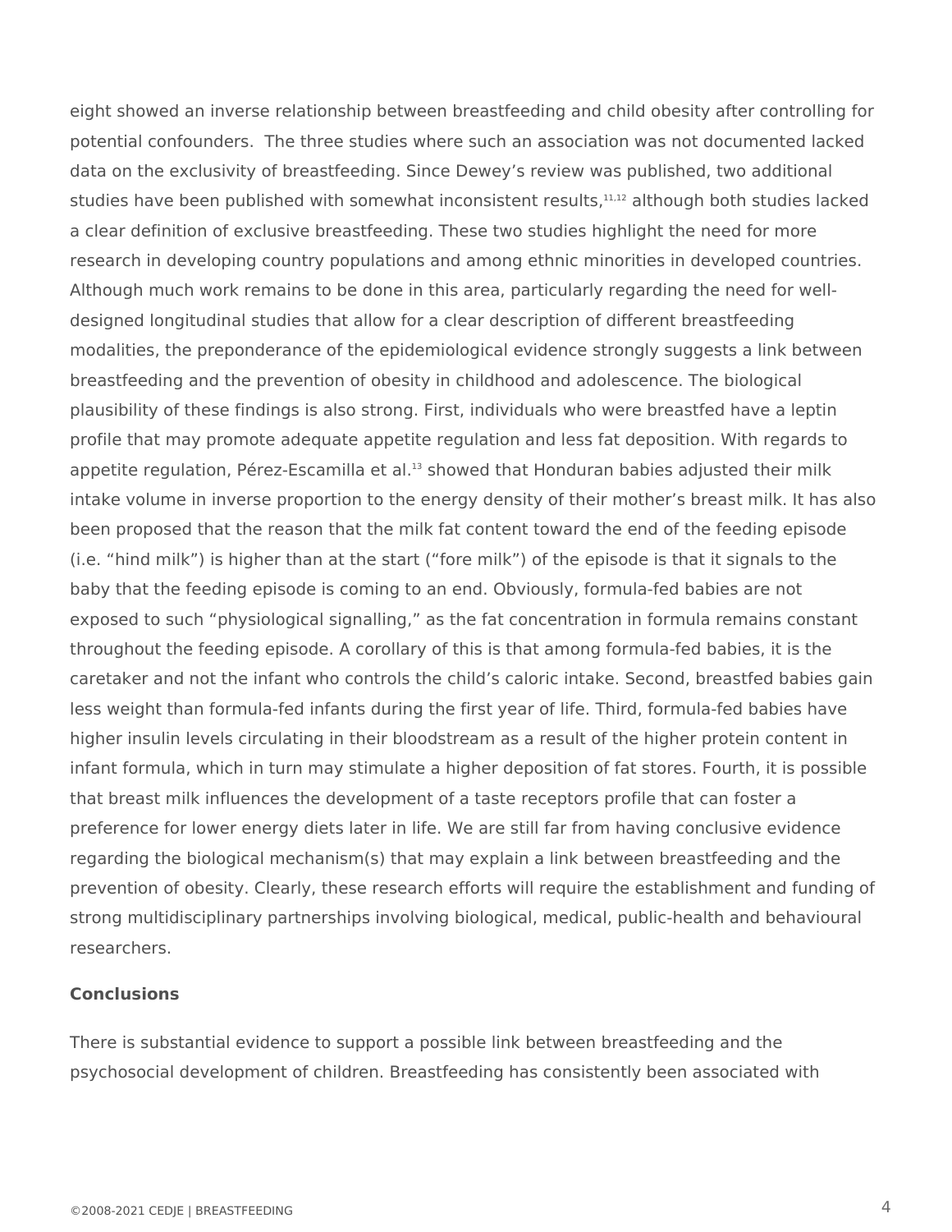eight showed an inverse relationship between breastfeeding and child obesity after controlling for potential confounders.  The three studies where such an association was not documented lacked data on the exclusivity of breastfeeding. Since Dewey's review was published, two additional studies have been published with somewhat inconsistent results,[11,12] although both studies lacked a clear definition of exclusive breastfeeding. These two studies highlight the need for more research in developing country populations and among ethnic minorities in developed countries. Although much work remains to be done in this area, particularly regarding the need for well-designed longitudinal studies that allow for a clear description of different breastfeeding modalities, the preponderance of the epidemiological evidence strongly suggests a link between breastfeeding and the prevention of obesity in childhood and adolescence. The biological plausibility of these findings is also strong. First, individuals who were breastfed have a leptin profile that may promote adequate appetite regulation and less fat deposition. With regards to appetite regulation, Pérez-Escamilla et al.[13] showed that Honduran babies adjusted their milk intake volume in inverse proportion to the energy density of their mother's breast milk. It has also been proposed that the reason that the milk fat content toward the end of the feeding episode (i.e. "hind milk") is higher than at the start ("fore milk") of the episode is that it signals to the baby that the feeding episode is coming to an end. Obviously, formula-fed babies are not exposed to such "physiological signalling," as the fat concentration in formula remains constant throughout the feeding episode. A corollary of this is that among formula-fed babies, it is the caretaker and not the infant who controls the child's caloric intake. Second, breastfed babies gain less weight than formula-fed infants during the first year of life. Third, formula-fed babies have higher insulin levels circulating in their bloodstream as a result of the higher protein content in infant formula, which in turn may stimulate a higher deposition of fat stores. Fourth, it is possible that breast milk influences the development of a taste receptors profile that can foster a preference for lower energy diets later in life. We are still far from having conclusive evidence regarding the biological mechanism(s) that may explain a link between breastfeeding and the prevention of obesity. Clearly, these research efforts will require the establishment and funding of strong multidisciplinary partnerships involving biological, medical, public-health and behavioural researchers.

**Conclusions**

There is substantial evidence to support a possible link between breastfeeding and the psychosocial development of children. Breastfeeding has consistently been associated with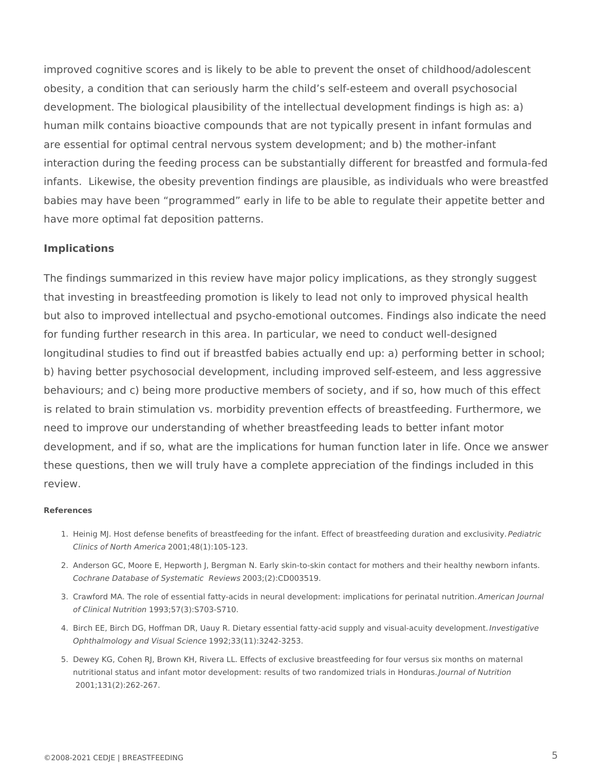improved cognitive scores and is likely to be able to prevent the onset of childhood/adolescent obesity, a condition that can seriously harm the child's self-esteem and overall psychosocial development. The biological plausibility of the intellectual development findings is high as: a) human milk contains bioactive compounds that are not typically present in infant formulas and are essential for optimal central nervous system development; and b) the mother-infant interaction during the feeding process can be substantially different for breastfed and formula-fed infants. Likewise, the obesity prevention findings are plausible, as individuals who were breastfed babies may have been "programmed" early in life to be able to regulate their appetite better and have more optimal fat deposition patterns.

## Implications

The findings summarized in this review have major policy implications, as they strongly suggest that investing in breastfeeding promotion is likely to lead not only to improved physical health but also to improved intellectual and psycho-emotional outcomes. Findings also indicate the need for funding further research in this area. In particular, we need to conduct well-designed longitudinal studies to find out if breastfed babies actually end up: a) performing better in school; b) having better psychosocial development, including improved self-esteem, and less aggressive behaviours; and c) being more productive members of society, and if so, how much of this effect is related to brain stimulation vs. morbidity prevention effects of breastfeeding. Furthermore, we need to improve our understanding of whether breastfeeding leads to better infant motor development, and if so, what are the implications for human function later in life. Once we answer these questions, then we will truly have a complete appreciation of the findings included in this review.

### References

1. Heinig MJ. Host defense benefits of breastfeeding for the infant. Effect of breastfeeding duration and exclusivity. *Pediatric Clinics of North America* 2001;48(1):105-123.
2. Anderson GC, Moore E, Hepworth J, Bergman N. Early skin-to-skin contact for mothers and their healthy newborn infants. *Cochrane Database of Systematic Reviews* 2003;(2):CD003519.
3. Crawford MA. The role of essential fatty-acids in neural development: implications for perinatal nutrition. *American Journal of Clinical Nutrition* 1993;57(3):S703-S710.
4. Birch EE, Birch DG, Hoffman DR, Uauy R. Dietary essential fatty-acid supply and visual-acuity development. *Investigative Ophthalmology and Visual Science* 1992;33(11):3242-3253.
5. Dewey KG, Cohen RJ, Brown KH, Rivera LL. Effects of exclusive breastfeeding for four versus six months on maternal nutritional status and infant motor development: results of two randomized trials in Honduras. *Journal of Nutrition* 2001;131(2):262-267.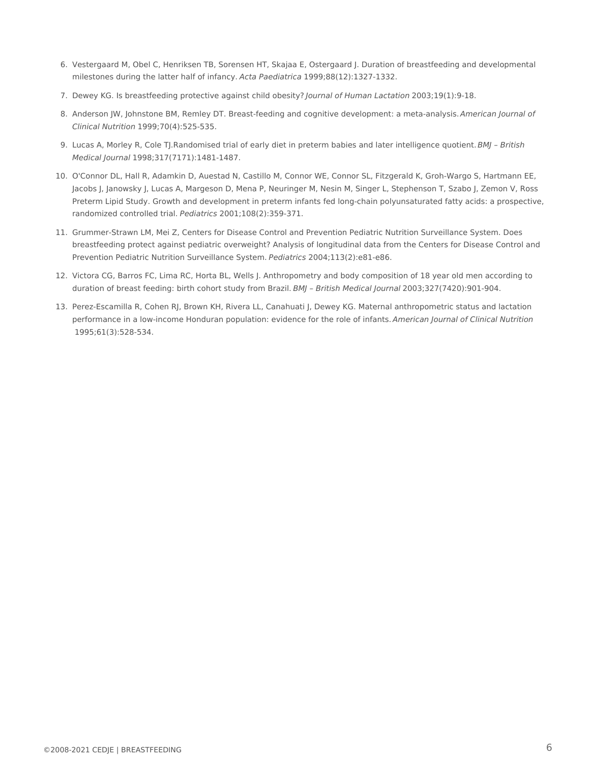6. Vestergaard M, Obel C, Henriksen TB, Sorensen HT, Skajaa E, Ostergaard J. Duration of breastfeeding and developmental milestones during the latter half of infancy. *Acta Paediatrica* 1999;88(12):1327-1332.
7. Dewey KG. Is breastfeeding protective against child obesity? *Journal of Human Lactation* 2003;19(1):9-18.
8. Anderson JW, Johnstone BM, Remley DT. Breast-feeding and cognitive development: a meta-analysis. *American Journal of Clinical Nutrition* 1999;70(4):525-535.
9. Lucas A, Morley R, Cole TJ.Randomised trial of early diet in preterm babies and later intelligence quotient. *BMJ – British Medical Journal* 1998;317(7171):1481-1487.
10. O'Connor DL, Hall R, Adamkin D, Auestad N, Castillo M, Connor WE, Connor SL, Fitzgerald K, Groh-Wargo S, Hartmann EE, Jacobs J, Janowsky J, Lucas A, Margeson D, Mena P, Neuringer M, Nesin M, Singer L, Stephenson T, Szabo J, Zemon V, Ross Preterm Lipid Study. Growth and development in preterm infants fed long-chain polyunsaturated fatty acids: a prospective, randomized controlled trial. *Pediatrics* 2001;108(2):359-371.
11. Grummer-Strawn LM, Mei Z, Centers for Disease Control and Prevention Pediatric Nutrition Surveillance System. Does breastfeeding protect against pediatric overweight? Analysis of longitudinal data from the Centers for Disease Control and Prevention Pediatric Nutrition Surveillance System. *Pediatrics* 2004;113(2):e81-e86.
12. Victora CG, Barros FC, Lima RC, Horta BL, Wells J. Anthropometry and body composition of 18 year old men according to duration of breast feeding: birth cohort study from Brazil. *BMJ – British Medical Journal* 2003;327(7420):901-904.
13. Perez-Escamilla R, Cohen RJ, Brown KH, Rivera LL, Canahuati J, Dewey KG. Maternal anthropometric status and lactation performance in a low-income Honduran population: evidence for the role of infants. *American Journal of Clinical Nutrition* 1995;61(3):528-534.